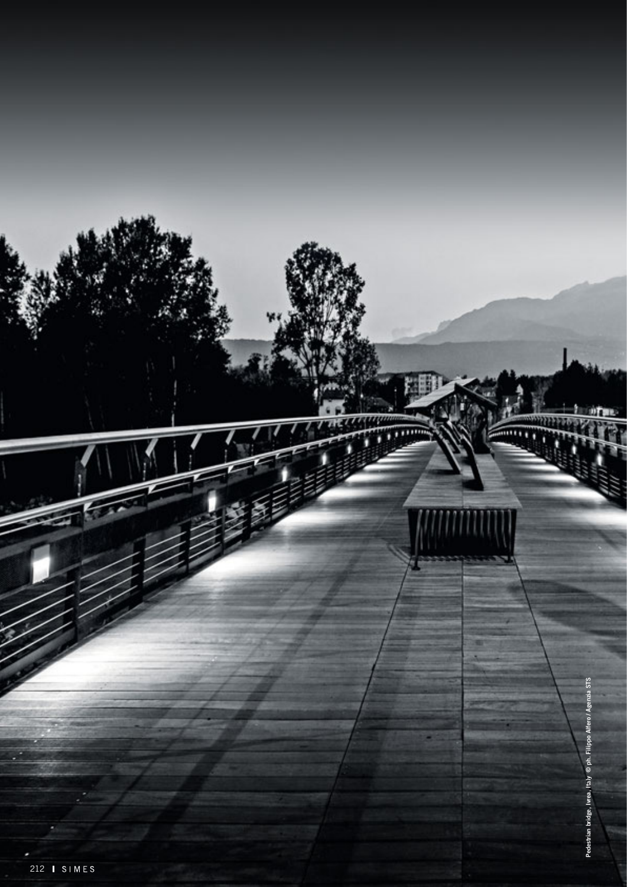Pedestrian bridge, Ivrea, Italy © ph. Filippo Alfero / Agenzia STS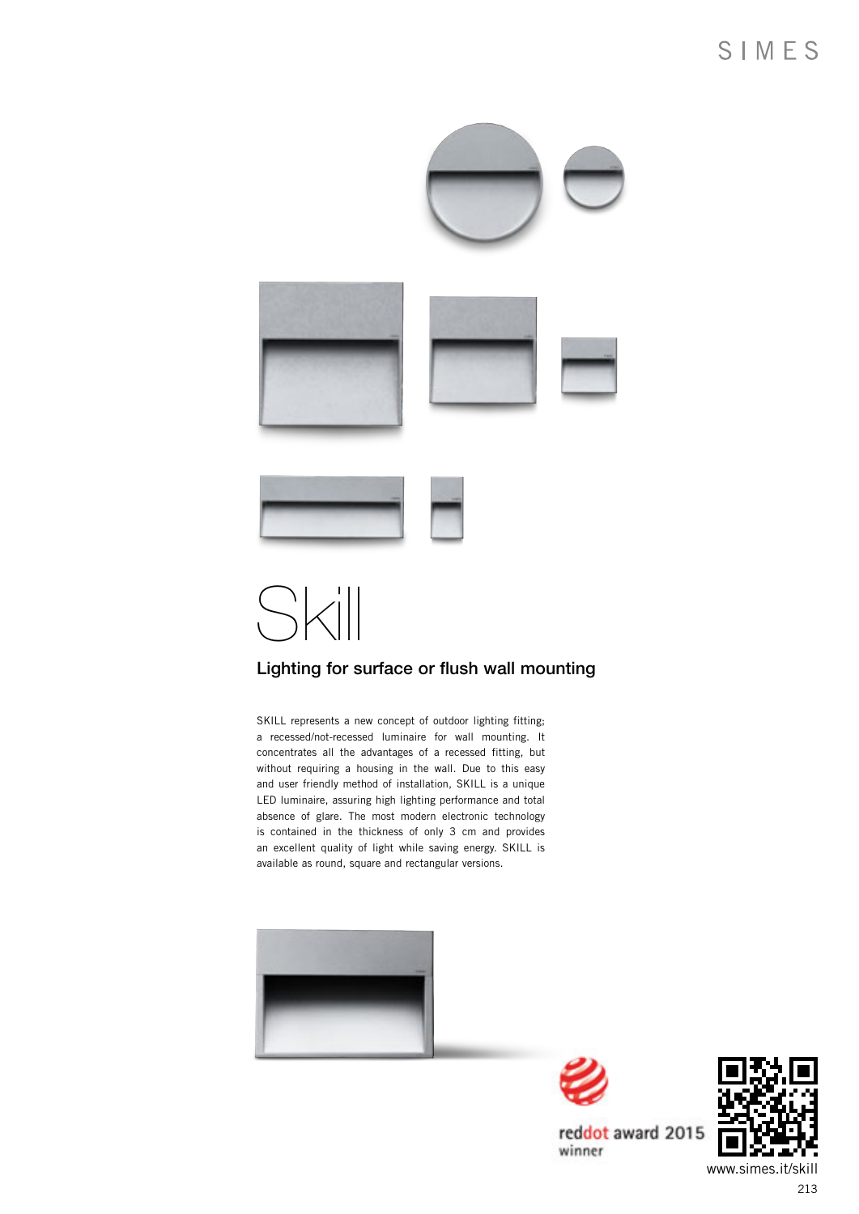# Skill

## Lighting for surface or flush wall mounting

SKILL represents a new concept of outdoor lighting fitting; a recessed/not-recessed luminaire for wall mounting. It concentrates all the advantages of a recessed fitting, but without requiring a housing in the wall. Due to this easy and user friendly method of installation, SKILL is a unique LED luminaire, assuring high lighting performance and total absence of glare. The most modern electronic technology is contained in the thickness of only 3 cm and provides an excellent quality of light while saving energy. SKILL is available as round, square and rectangular versions.

reddot award 2015
winner

www.simes.it/skill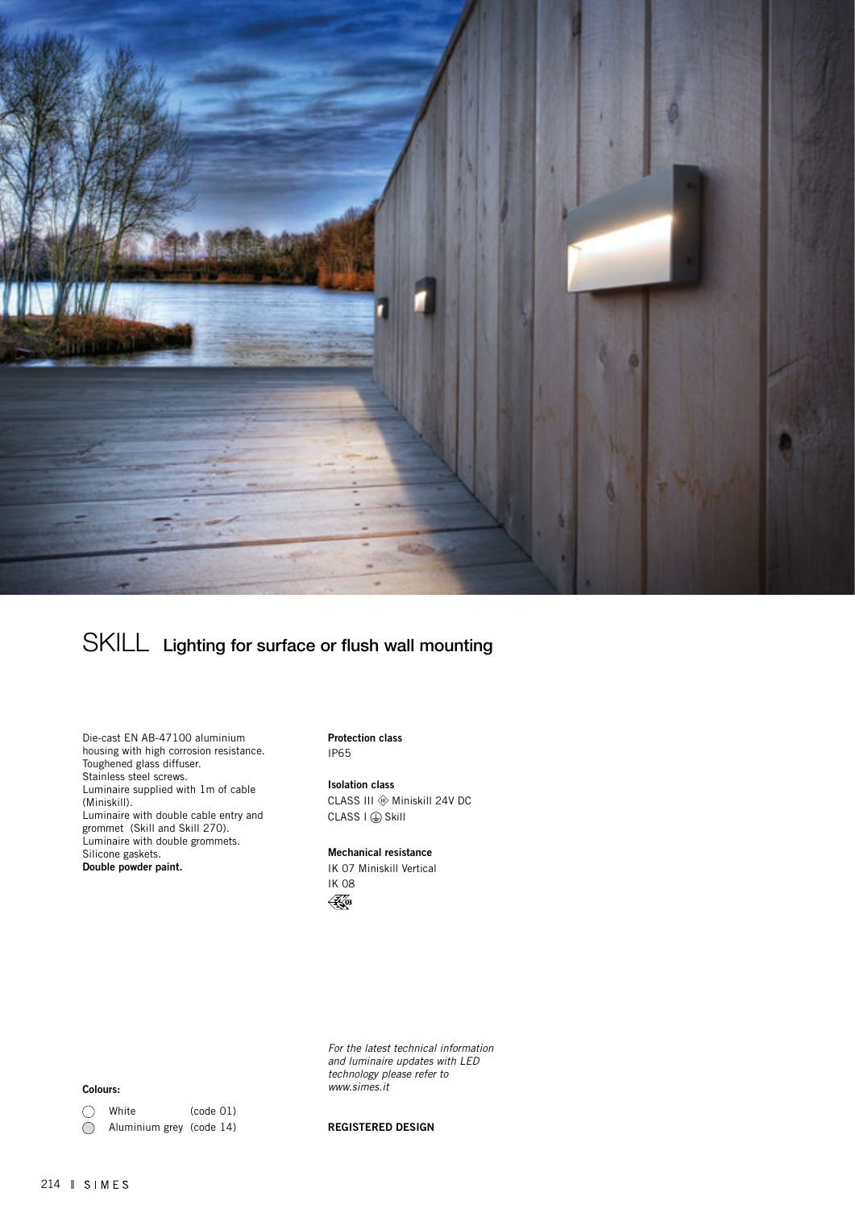# SKILL Lighting for surface or flush wall mounting

Die-cast EN AB-47100 aluminium housing with high corrosion resistance.
Toughened glass diffuser.
Stainless steel screws.
Luminaire supplied with 1m of cable (Miniskill).
Luminaire with double cable entry and grommet (Skill and Skill 270).
Luminaire with double grommets.
Silicone gaskets.
**Double powder paint.**

**Protection class**
IP65

**Isolation class**
CLASS III Miniskill 24V DC
CLASS I Skill

**Mechanical resistance**
IK 07 Miniskill Vertical
IK 08

*For the latest technical information and luminaire updates with LED technology please refer to www.simes.it*

**Colours:**

- White (code 01)
- Aluminium grey (code 14)

**REGISTERED DESIGN**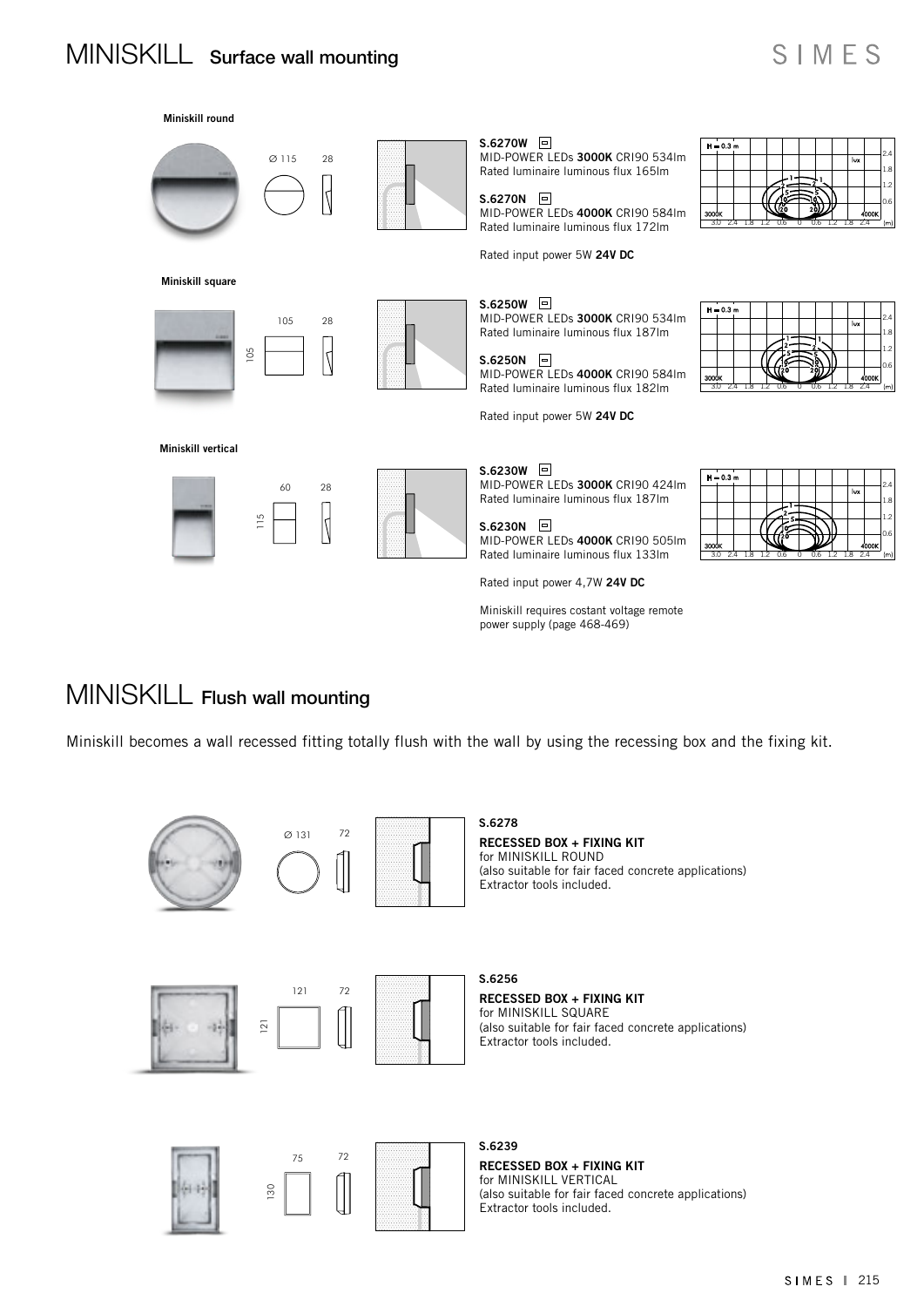# MINISKILL Surface wall mounting

**Miniskill round**

Ø 115 28

**S.6270W**
MID-POWER LEDs **3000K** CRI90 534lm
Rated luminaire luminous flux 165lm

**S.6270N**
MID-POWER LEDs **4000K** CRI90 584lm
Rated luminaire luminous flux 172lm

Rated input power 5W **24V DC**

H = 0.3 m
lux
2.4
1.8
1.2
0.6
1 2 5 10 20
3000K 4000K
3.0 2.4 1.8 1.2 0.6 0 0.6 1.2 1.8 2.4 (m)

**Miniskill square**

105 28
105

**S.6250W**
MID-POWER LEDs **3000K** CRI90 534lm
Rated luminaire luminous flux 187lm

**S.6250N**
MID-POWER LEDs **4000K** CRI90 584lm
Rated luminaire luminous flux 182lm

Rated input power 5W **24V DC**

H = 0.3 m
lux
2.4
1.8
1.2
0.6
1 2 5 10 20
3000K 4000K
3.0 2.4 1.8 1.2 0.6 0 0.6 1.2 1.8 2.4 (m)

**Miniskill vertical**

60 28
115

**S.6230W**
MID-POWER LEDs **3000K** CRI90 424lm
Rated luminaire luminous flux 187lm

**S.6230N**
MID-POWER LEDs **4000K** CRI90 505lm
Rated luminaire luminous flux 133lm

Rated input power 4,7W **24V DC**

Miniskill requires costant voltage remote power supply (page 468-469)

H = 0.3 m
lux
2.4
1.8
1.2
0.6
1 2 5 10 20
3000K 4000K
3.0 2.4 1.8 1.2 0.6 0 0.6 1.2 1.8 2.4 (m)

# MINISKILL Flush wall mounting

Miniskill becomes a wall recessed fitting totally flush with the wall by using the recessing box and the fixing kit.

Ø 131 72

**S.6278**

**RECESSED BOX + FIXING KIT**
for MINISKILL ROUND
(also suitable for fair faced concrete applications)
Extractor tools included.

121 72
121

**S.6256**

**RECESSED BOX + FIXING KIT**
for MINISKILL SQUARE
(also suitable for fair faced concrete applications)
Extractor tools included.

75 72
130

**S.6239**

**RECESSED BOX + FIXING KIT**
for MINISKILL VERTICAL
(also suitable for fair faced concrete applications)
Extractor tools included.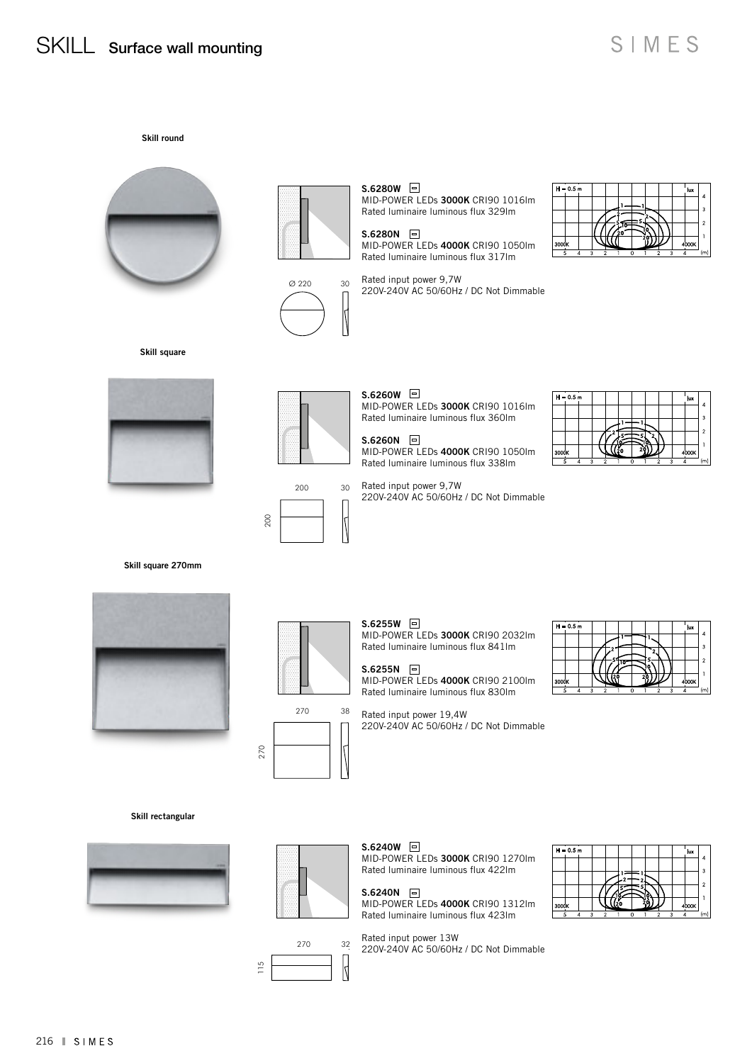# SKILL Surface wall mounting

SIMES

### Skill round

Ø 220 30

**S.6280W**
MID-POWER LEDs **3000K** CRI90 1016lm
Rated luminaire luminous flux 329lm

**S.6280N**
MID-POWER LEDs **4000K** CRI90 1050lm
Rated luminaire luminous flux 317lm

Rated input power 9,7W
220V-240V AC 50/60Hz / DC Not Dimmable

H = 0.5 m
lux
3000K
4000K
(m)

### Skill square

200 30
200

**S.6260W**
MID-POWER LEDs **3000K** CRI90 1016lm
Rated luminaire luminous flux 360lm

**S.6260N**
MID-POWER LEDs **4000K** CRI90 1050lm
Rated luminaire luminous flux 338lm

Rated input power 9,7W
220V-240V AC 50/60Hz / DC Not Dimmable

H = 0.5 m
lux
3000K
4000K
(m)

### Skill square 270mm

270 38
270

**S.6255W**
MID-POWER LEDs **3000K** CRI90 2032lm
Rated luminaire luminous flux 841lm

**S.6255N**
MID-POWER LEDs **4000K** CRI90 2100lm
Rated luminaire luminous flux 830lm

Rated input power 19,4W
220V-240V AC 50/60Hz / DC Not Dimmable

H = 0.5 m
lux
3000K
4000K
(m)

### Skill rectangular

270 32
115

**S.6240W**
MID-POWER LEDs **3000K** CRI90 1270lm
Rated luminaire luminous flux 422lm

**S.6240N**
MID-POWER LEDs **4000K** CRI90 1312lm
Rated luminaire luminous flux 423lm

Rated input power 13W
220V-240V AC 50/60Hz / DC Not Dimmable

H = 0.5 m
lux
3000K
4000K
(m)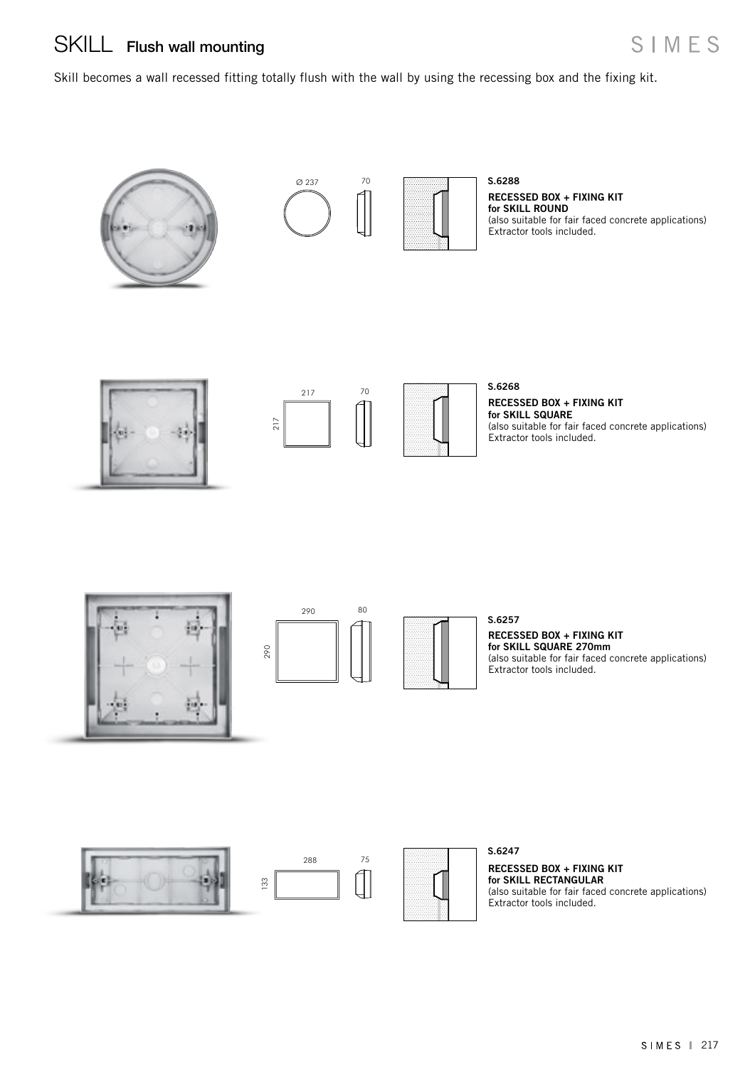# SKILL Flush wall mounting

Skill becomes a wall recessed fitting totally flush with the wall by using the recessing box and the fixing kit.

Ø 237

70

**S.6288**

**RECESSED BOX + FIXING KIT**
**for SKILL ROUND**
(also suitable for fair faced concrete applications)
Extractor tools included.

217

217

70

**S.6268**

**RECESSED BOX + FIXING KIT**
**for SKILL SQUARE**
(also suitable for fair faced concrete applications)
Extractor tools included.

290

290

80

**S.6257**

**RECESSED BOX + FIXING KIT**
**for SKILL SQUARE 270mm**
(also suitable for fair faced concrete applications)
Extractor tools included.

288

133

75

**S.6247**

**RECESSED BOX + FIXING KIT**
**for SKILL RECTANGULAR**
(also suitable for fair faced concrete applications)
Extractor tools included.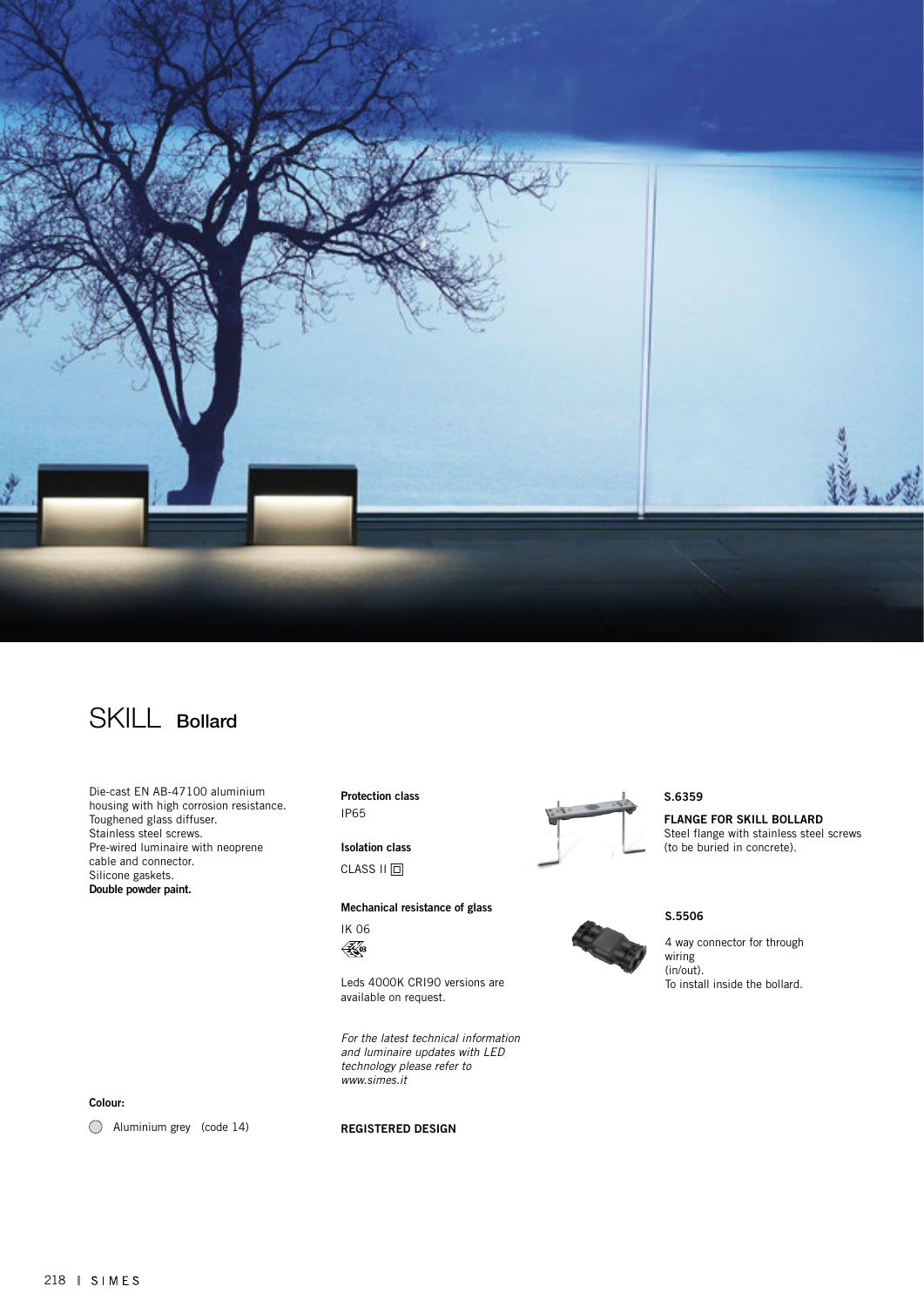# SKILL Bollard

Die-cast EN AB-47100 aluminium housing with high corrosion resistance.
Toughened glass diffuser.
Stainless steel screws.
Pre-wired luminaire with neoprene cable and connector.
Silicone gaskets.
**Double powder paint.**

**Colour:**

◯ Aluminium grey (code 14)

**Protection class**
IP65

**Isolation class**
CLASS II

**Mechanical resistance of glass**
IK 06

Leds 4000K CRI90 versions are available on request.

*For the latest technical information and luminaire updates with LED technology please refer to www.simes.it*

**REGISTERED DESIGN**

**S.6359**

**FLANGE FOR SKILL BOLLARD**
Steel flange with stainless steel screws (to be buried in concrete).

**S.5506**

4 way connector for through wiring (in/out).
To install inside the bollard.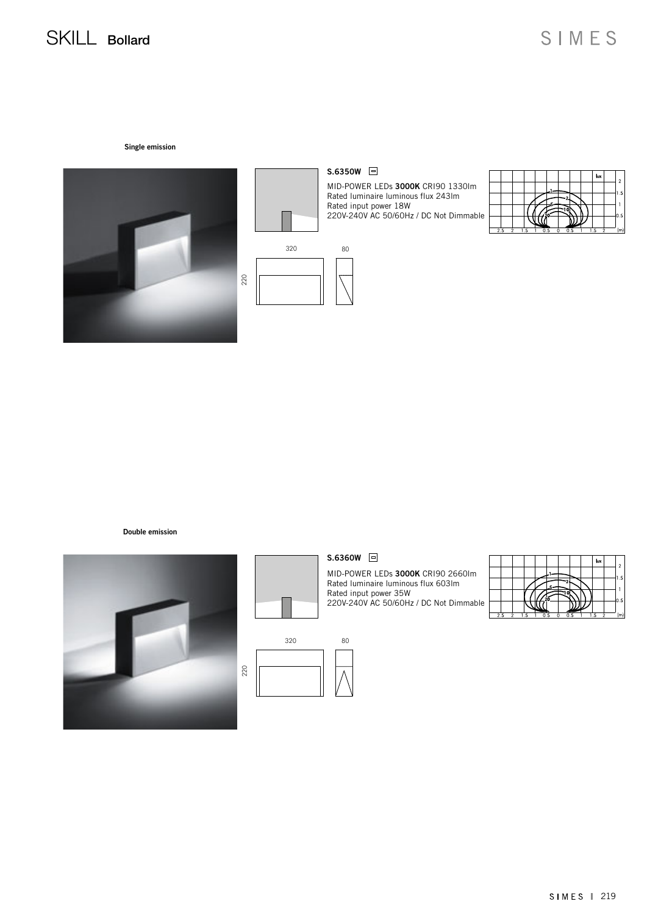# SKILL Bollard

### Single emission

**S.6350W**

MID-POWER LEDs **3000K** CRI90 1330lm
Rated luminaire luminous flux 243lm
Rated input power 18W
220V-240V AC 50/60Hz / DC Not Dimmable

320
80
220

lux
1
2
5
10
20
2
1.5
1
0.5
2.5 2 1.5 1 0.5 0 0.5 1 1.5 2 (m)

### Double emission

**S.6360W**

MID-POWER LEDs **3000K** CRI90 2660lm
Rated luminaire luminous flux 603lm
Rated input power 35W
220V-240V AC 50/60Hz / DC Not Dimmable

320
80
220

lux
1
2
5
10
20
2
1.5
1
0.5
2.5 2 1.5 1 0.5 0 0.5 1 1.5 2 (m)